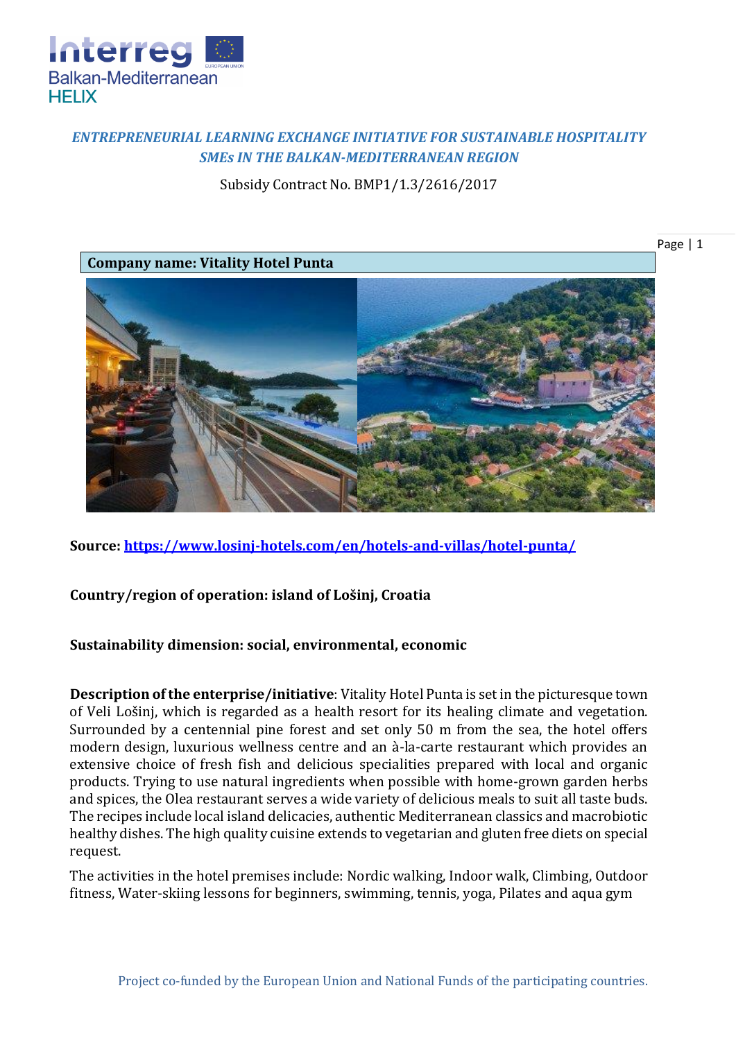*ENTREPRENEURIAL LEARNING EXCHANGE INITIATIVE FOR SUSTAINABLE HOSPITALITY SMEs IN THE BALKAN-MEDITERRANEAN REGION*

Subsidy Contract No. BMP1/1.3/2616/2017

**Company name: Vitality Hotel Punta**

**Source:** https://www.losinj-hotels.com/en/hotels-and-villas/hotel-punta/

**Country/region of operation: island of Lošinj, Croatia**

**Sustainability dimension: social, environmental, economic**

**Description of the enterprise/initiative**: Vitality Hotel Punta is set in the picturesque town of Veli Lošinj, which is regarded as a health resort for its healing climate and vegetation. Surrounded by a centennial pine forest and set only 50 m from the sea, the hotel offers modern design, luxurious wellness centre and an à-la-carte restaurant which provides an extensive choice of fresh fish and delicious specialities prepared with local and organic products. Trying to use natural ingredients when possible with home-grown garden herbs and spices, the Olea restaurant serves a wide variety of delicious meals to suit all taste buds. The recipes include local island delicacies, authentic Mediterranean classics and macrobiotic healthy dishes. The high quality cuisine extends to vegetarian and gluten free diets on special request.

The activities in the hotel premises include: Nordic walking, Indoor walk, Climbing, Outdoor fitness, Water-skiing lessons for beginners, swimming, tennis, yoga, Pilates and aqua gym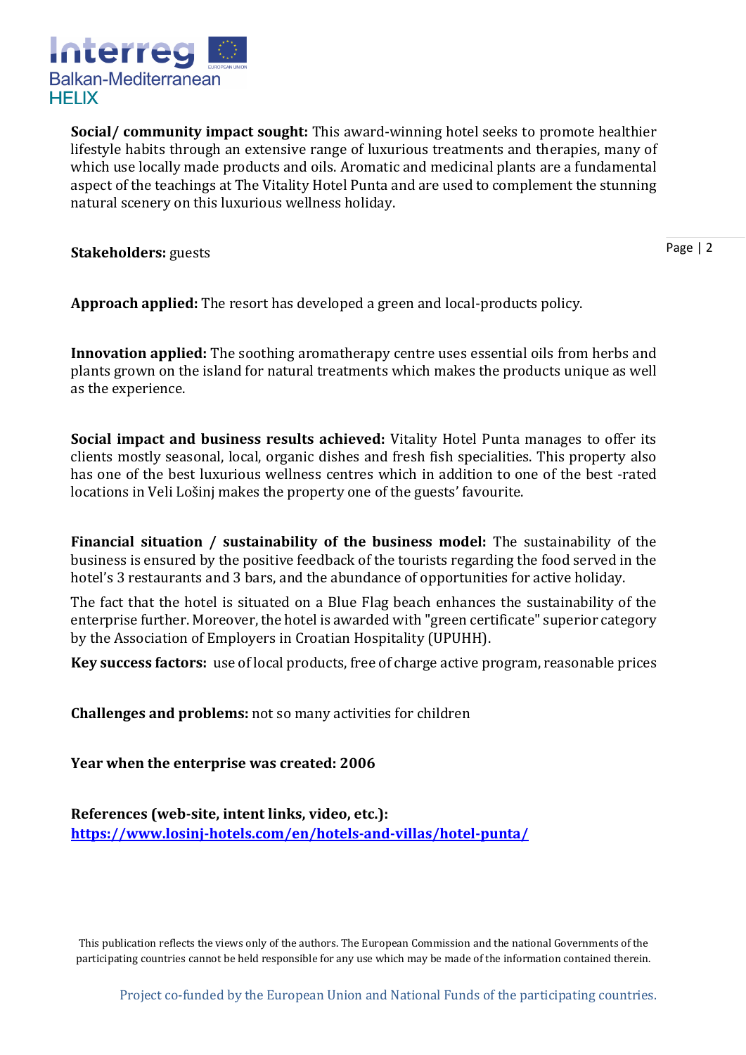**Social/ community impact sought:** This award-winning hotel seeks to promote healthier lifestyle habits through an extensive range of luxurious treatments and therapies, many of which use locally made products and oils. Aromatic and medicinal plants are a fundamental aspect of the teachings at The Vitality Hotel Punta and are used to complement the stunning natural scenery on this luxurious wellness holiday.

**Stakeholders:** guests

**Approach applied:** The resort has developed a green and local-products policy.

**Innovation applied:** The soothing aromatherapy centre uses essential oils from herbs and plants grown on the island for natural treatments which makes the products unique as well as the experience.

**Social impact and business results achieved:** Vitality Hotel Punta manages to offer its clients mostly seasonal, local, organic dishes and fresh fish specialities. This property also has one of the best luxurious wellness centres which in addition to one of the best -rated locations in Veli Lošinj makes the property one of the guests' favourite.

**Financial situation / sustainability of the business model:** The sustainability of the business is ensured by the positive feedback of the tourists regarding the food served in the hotel's 3 restaurants and 3 bars, and the abundance of opportunities for active holiday.

The fact that the hotel is situated on a Blue Flag beach enhances the sustainability of the enterprise further. Moreover, the hotel is awarded with "green certificate" superior category by the Association of Employers in Croatian Hospitality (UPUHH).

**Key success factors:** use of local products, free of charge active program, reasonable prices

**Challenges and problems:** not so many activities for children

**Year when the enterprise was created: 2006**

**References (web-site, intent links, video, etc.):**
https://www.losinj-hotels.com/en/hotels-and-villas/hotel-punta/

This publication reflects the views only of the authors. The European Commission and the national Governments of the participating countries cannot be held responsible for any use which may be made of the information contained therein.

Project co-funded by the European Union and National Funds of the participating countries.